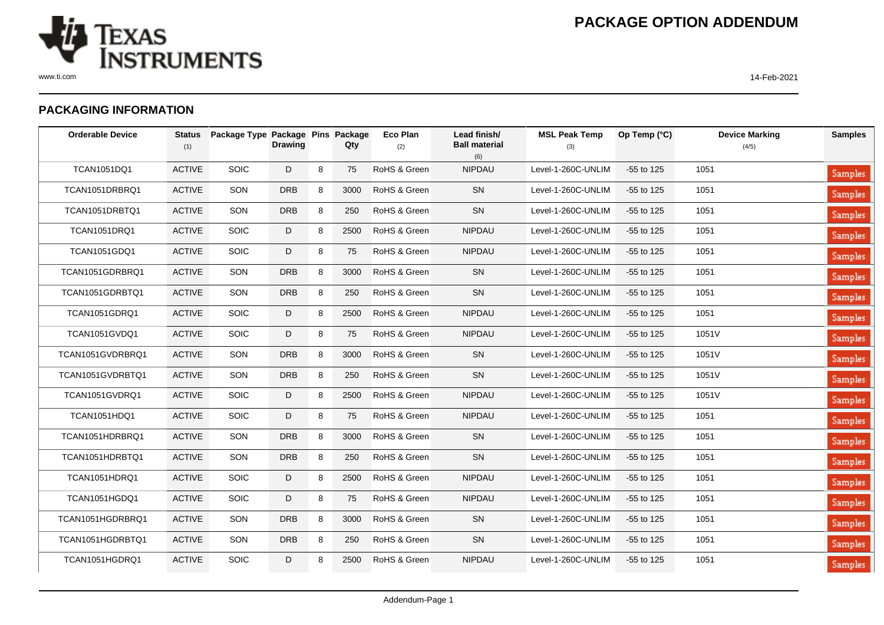# PACKAGE OPTION ADDENDUM

## PACKAGING INFORMATION

| Orderable Device | Status (1) | Package Type | Package Drawing | Pins | Package Qty | Eco Plan (2) | Lead finish/ Ball material (6) | MSL Peak Temp (3) | Op Temp (°C) | Device Marking (4/5) | Samples |
|---|---|---|---|---|---|---|---|---|---|---|---|
| TCAN1051DQ1 | ACTIVE | SOIC | D | 8 | 75 | RoHS & Green | NIPDAU | Level-1-260C-UNLIM | -55 to 125 | 1051 | Samples |
| TCAN1051DRBRQ1 | ACTIVE | SON | DRB | 8 | 3000 | RoHS & Green | SN | Level-1-260C-UNLIM | -55 to 125 | 1051 | Samples |
| TCAN1051DRBTQ1 | ACTIVE | SON | DRB | 8 | 250 | RoHS & Green | SN | Level-1-260C-UNLIM | -55 to 125 | 1051 | Samples |
| TCAN1051DRQ1 | ACTIVE | SOIC | D | 8 | 2500 | RoHS & Green | NIPDAU | Level-1-260C-UNLIM | -55 to 125 | 1051 | Samples |
| TCAN1051GDQ1 | ACTIVE | SOIC | D | 8 | 75 | RoHS & Green | NIPDAU | Level-1-260C-UNLIM | -55 to 125 | 1051 | Samples |
| TCAN1051GDRBRQ1 | ACTIVE | SON | DRB | 8 | 3000 | RoHS & Green | SN | Level-1-260C-UNLIM | -55 to 125 | 1051 | Samples |
| TCAN1051GDRBTQ1 | ACTIVE | SON | DRB | 8 | 250 | RoHS & Green | SN | Level-1-260C-UNLIM | -55 to 125 | 1051 | Samples |
| TCAN1051GDRQ1 | ACTIVE | SOIC | D | 8 | 2500 | RoHS & Green | NIPDAU | Level-1-260C-UNLIM | -55 to 125 | 1051 | Samples |
| TCAN1051GVDQ1 | ACTIVE | SOIC | D | 8 | 75 | RoHS & Green | NIPDAU | Level-1-260C-UNLIM | -55 to 125 | 1051V | Samples |
| TCAN1051GVDRBRQ1 | ACTIVE | SON | DRB | 8 | 3000 | RoHS & Green | SN | Level-1-260C-UNLIM | -55 to 125 | 1051V | Samples |
| TCAN1051GVDRBTQ1 | ACTIVE | SON | DRB | 8 | 250 | RoHS & Green | SN | Level-1-260C-UNLIM | -55 to 125 | 1051V | Samples |
| TCAN1051GVDRQ1 | ACTIVE | SOIC | D | 8 | 2500 | RoHS & Green | NIPDAU | Level-1-260C-UNLIM | -55 to 125 | 1051V | Samples |
| TCAN1051HDQ1 | ACTIVE | SOIC | D | 8 | 75 | RoHS & Green | NIPDAU | Level-1-260C-UNLIM | -55 to 125 | 1051 | Samples |
| TCAN1051HDRBRQ1 | ACTIVE | SON | DRB | 8 | 3000 | RoHS & Green | SN | Level-1-260C-UNLIM | -55 to 125 | 1051 | Samples |
| TCAN1051HDRBTQ1 | ACTIVE | SON | DRB | 8 | 250 | RoHS & Green | SN | Level-1-260C-UNLIM | -55 to 125 | 1051 | Samples |
| TCAN1051HDRQ1 | ACTIVE | SOIC | D | 8 | 2500 | RoHS & Green | NIPDAU | Level-1-260C-UNLIM | -55 to 125 | 1051 | Samples |
| TCAN1051HGDQ1 | ACTIVE | SOIC | D | 8 | 75 | RoHS & Green | NIPDAU | Level-1-260C-UNLIM | -55 to 125 | 1051 | Samples |
| TCAN1051HGDRBRQ1 | ACTIVE | SON | DRB | 8 | 3000 | RoHS & Green | SN | Level-1-260C-UNLIM | -55 to 125 | 1051 | Samples |
| TCAN1051HGDRBTQ1 | ACTIVE | SON | DRB | 8 | 250 | RoHS & Green | SN | Level-1-260C-UNLIM | -55 to 125 | 1051 | Samples |
| TCAN1051HGDRQ1 | ACTIVE | SOIC | D | 8 | 2500 | RoHS & Green | NIPDAU | Level-1-260C-UNLIM | -55 to 125 | 1051 | Samples |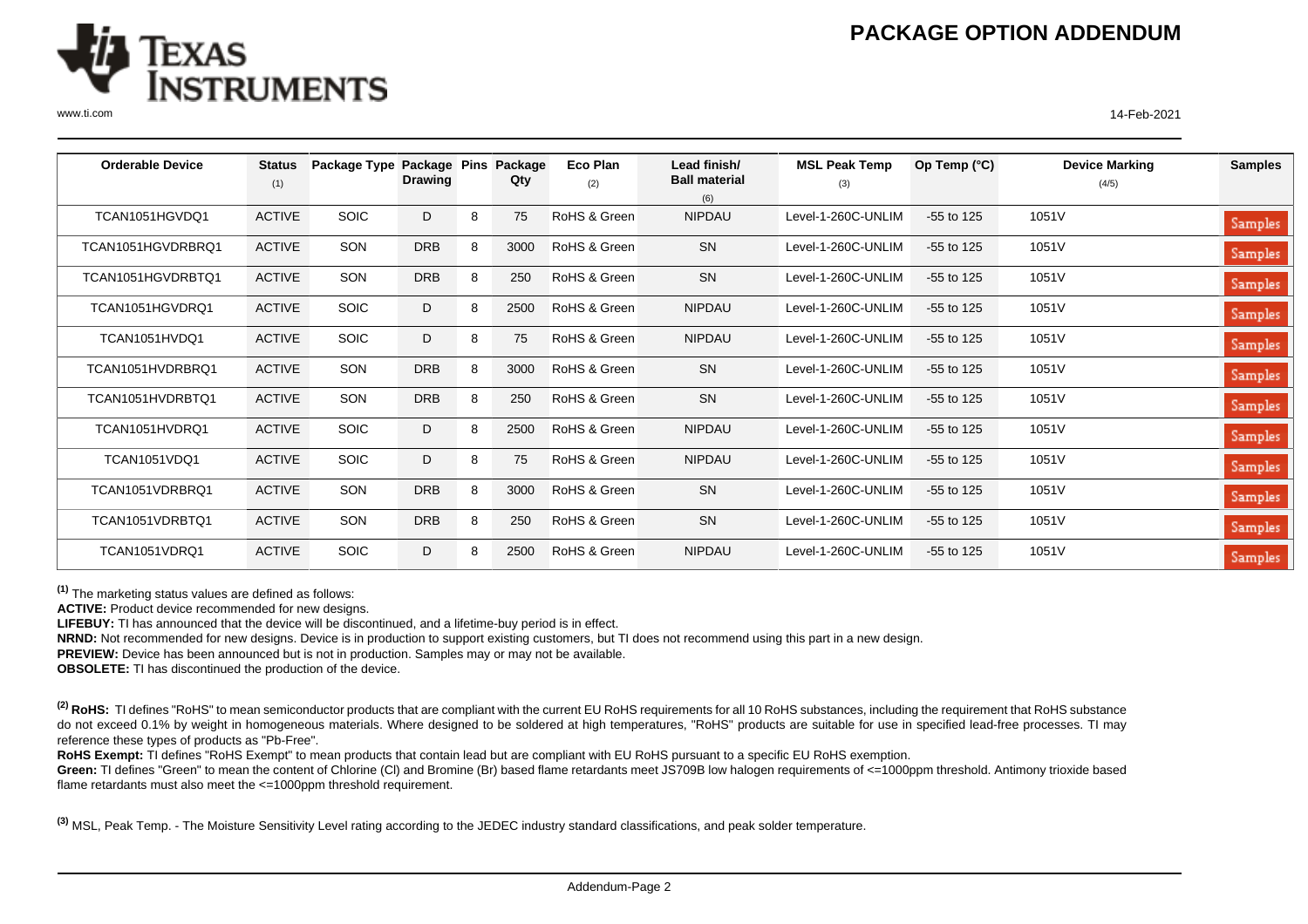# PACKAGE OPTION ADDENDUM

| Orderable Device | Status (1) | Package Type | Package Drawing | Pins | Package Qty | Eco Plan (2) | Lead finish/ Ball material (6) | MSL Peak Temp (3) | Op Temp (°C) | Device Marking (4/5) | Samples |
|---|---|---|---|---|---|---|---|---|---|---|---|
| TCAN1051HGVDQ1 | ACTIVE | SOIC | D | 8 | 75 | RoHS & Green | NIPDAU | Level-1-260C-UNLIM | -55 to 125 | 1051V | Samples |
| TCAN1051HGVDRBRQ1 | ACTIVE | SON | DRB | 8 | 3000 | RoHS & Green | SN | Level-1-260C-UNLIM | -55 to 125 | 1051V | Samples |
| TCAN1051HGVDRBTQ1 | ACTIVE | SON | DRB | 8 | 250 | RoHS & Green | SN | Level-1-260C-UNLIM | -55 to 125 | 1051V | Samples |
| TCAN1051HGVDRQ1 | ACTIVE | SOIC | D | 8 | 2500 | RoHS & Green | NIPDAU | Level-1-260C-UNLIM | -55 to 125 | 1051V | Samples |
| TCAN1051HVDQ1 | ACTIVE | SOIC | D | 8 | 75 | RoHS & Green | NIPDAU | Level-1-260C-UNLIM | -55 to 125 | 1051V | Samples |
| TCAN1051HVDRBRQ1 | ACTIVE | SON | DRB | 8 | 3000 | RoHS & Green | SN | Level-1-260C-UNLIM | -55 to 125 | 1051V | Samples |
| TCAN1051HVDRBTQ1 | ACTIVE | SON | DRB | 8 | 250 | RoHS & Green | SN | Level-1-260C-UNLIM | -55 to 125 | 1051V | Samples |
| TCAN1051HVDRQ1 | ACTIVE | SOIC | D | 8 | 2500 | RoHS & Green | NIPDAU | Level-1-260C-UNLIM | -55 to 125 | 1051V | Samples |
| TCAN1051VDQ1 | ACTIVE | SOIC | D | 8 | 75 | RoHS & Green | NIPDAU | Level-1-260C-UNLIM | -55 to 125 | 1051V | Samples |
| TCAN1051VDRBRQ1 | ACTIVE | SON | DRB | 8 | 3000 | RoHS & Green | SN | Level-1-260C-UNLIM | -55 to 125 | 1051V | Samples |
| TCAN1051VDRBTQ1 | ACTIVE | SON | DRB | 8 | 250 | RoHS & Green | SN | Level-1-260C-UNLIM | -55 to 125 | 1051V | Samples |
| TCAN1051VDRQ1 | ACTIVE | SOIC | D | 8 | 2500 | RoHS & Green | NIPDAU | Level-1-260C-UNLIM | -55 to 125 | 1051V | Samples |

[1] The marketing status values are defined as follows:

**ACTIVE:** Product device recommended for new designs.

**LIFEBUY:** TI has announced that the device will be discontinued, and a lifetime-buy period is in effect.

**NRND:** Not recommended for new designs. Device is in production to support existing customers, but TI does not recommend using this part in a new design.

**PREVIEW:** Device has been announced but is not in production. Samples may or may not be available.

**OBSOLETE:** TI has discontinued the production of the device.

[2] **RoHS:** TI defines "RoHS" to mean semiconductor products that are compliant with the current EU RoHS requirements for all 10 RoHS substances, including the requirement that RoHS substance do not exceed 0.1% by weight in homogeneous materials. Where designed to be soldered at high temperatures, "RoHS" products are suitable for use in specified lead-free processes. TI may reference these types of products as "Pb-Free".

**RoHS Exempt:** TI defines "RoHS Exempt" to mean products that contain lead but are compliant with EU RoHS pursuant to a specific EU RoHS exemption.

**Green:** TI defines "Green" to mean the content of Chlorine (Cl) and Bromine (Br) based flame retardants meet JS709B low halogen requirements of <=1000ppm threshold. Antimony trioxide based flame retardants must also meet the <=1000ppm threshold requirement.

[3] MSL, Peak Temp. - The Moisture Sensitivity Level rating according to the JEDEC industry standard classifications, and peak solder temperature.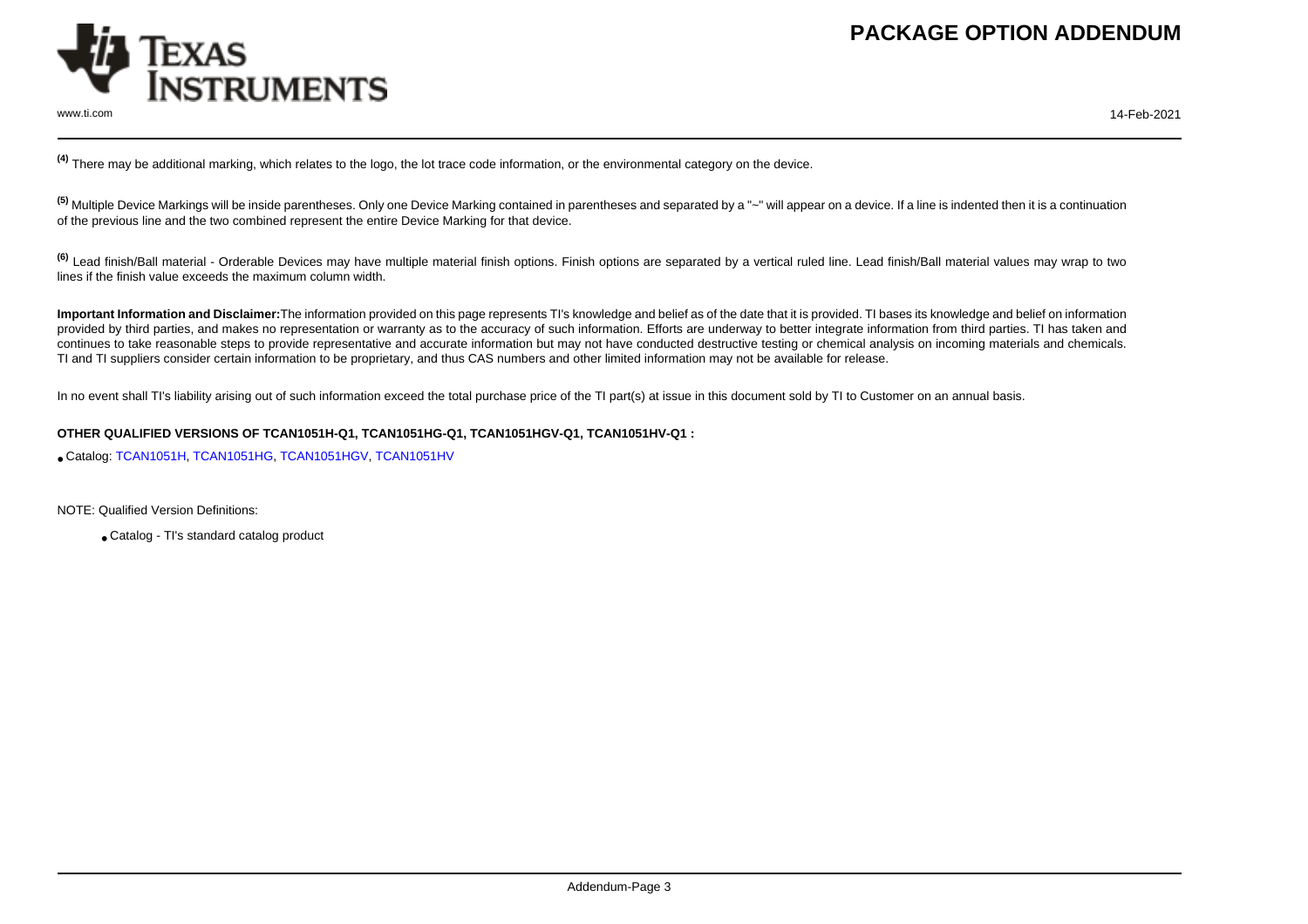[4] There may be additional marking, which relates to the logo, the lot trace code information, or the environmental category on the device.

[5] Multiple Device Markings will be inside parentheses. Only one Device Marking contained in parentheses and separated by a "~" will appear on a device. If a line is indented then it is a continuation of the previous line and the two combined represent the entire Device Marking for that device.

[6] Lead finish/Ball material - Orderable Devices may have multiple material finish options. Finish options are separated by a vertical ruled line. Lead finish/Ball material values may wrap to two lines if the finish value exceeds the maximum column width.

**Important Information and Disclaimer:**The information provided on this page represents TI's knowledge and belief as of the date that it is provided. TI bases its knowledge and belief on information provided by third parties, and makes no representation or warranty as to the accuracy of such information. Efforts are underway to better integrate information from third parties. TI has taken and continues to take reasonable steps to provide representative and accurate information but may not have conducted destructive testing or chemical analysis on incoming materials and chemicals. TI and TI suppliers consider certain information to be proprietary, and thus CAS numbers and other limited information may not be available for release.

In no event shall TI's liability arising out of such information exceed the total purchase price of the TI part(s) at issue in this document sold by TI to Customer on an annual basis.

**OTHER QUALIFIED VERSIONS OF TCAN1051H-Q1, TCAN1051HG-Q1, TCAN1051HGV-Q1, TCAN1051HV-Q1 :**

- Catalog: TCAN1051H, TCAN1051HG, TCAN1051HGV, TCAN1051HV

NOTE: Qualified Version Definitions:

- Catalog - TI's standard catalog product